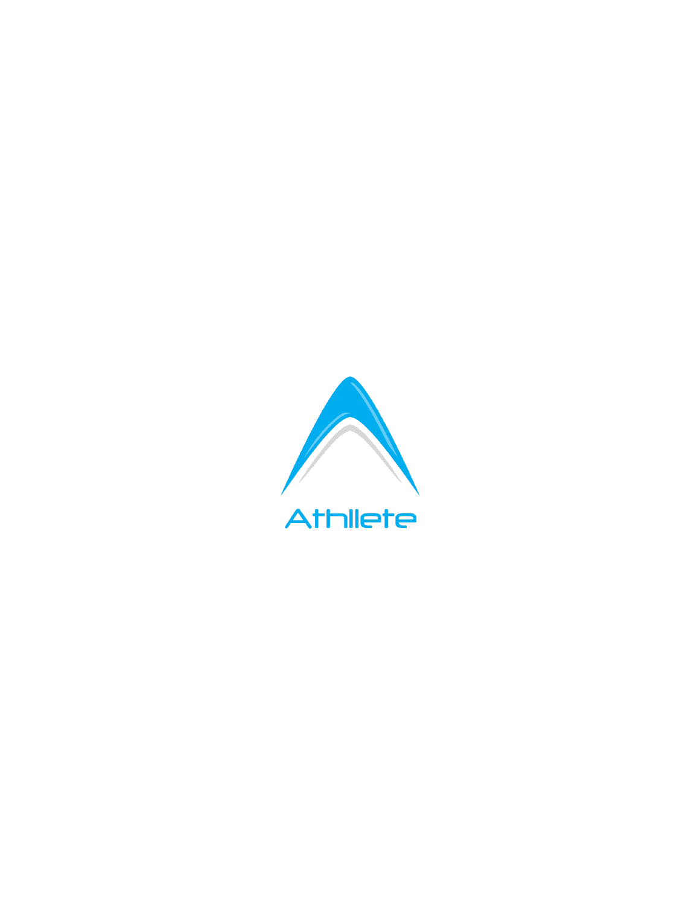Athllete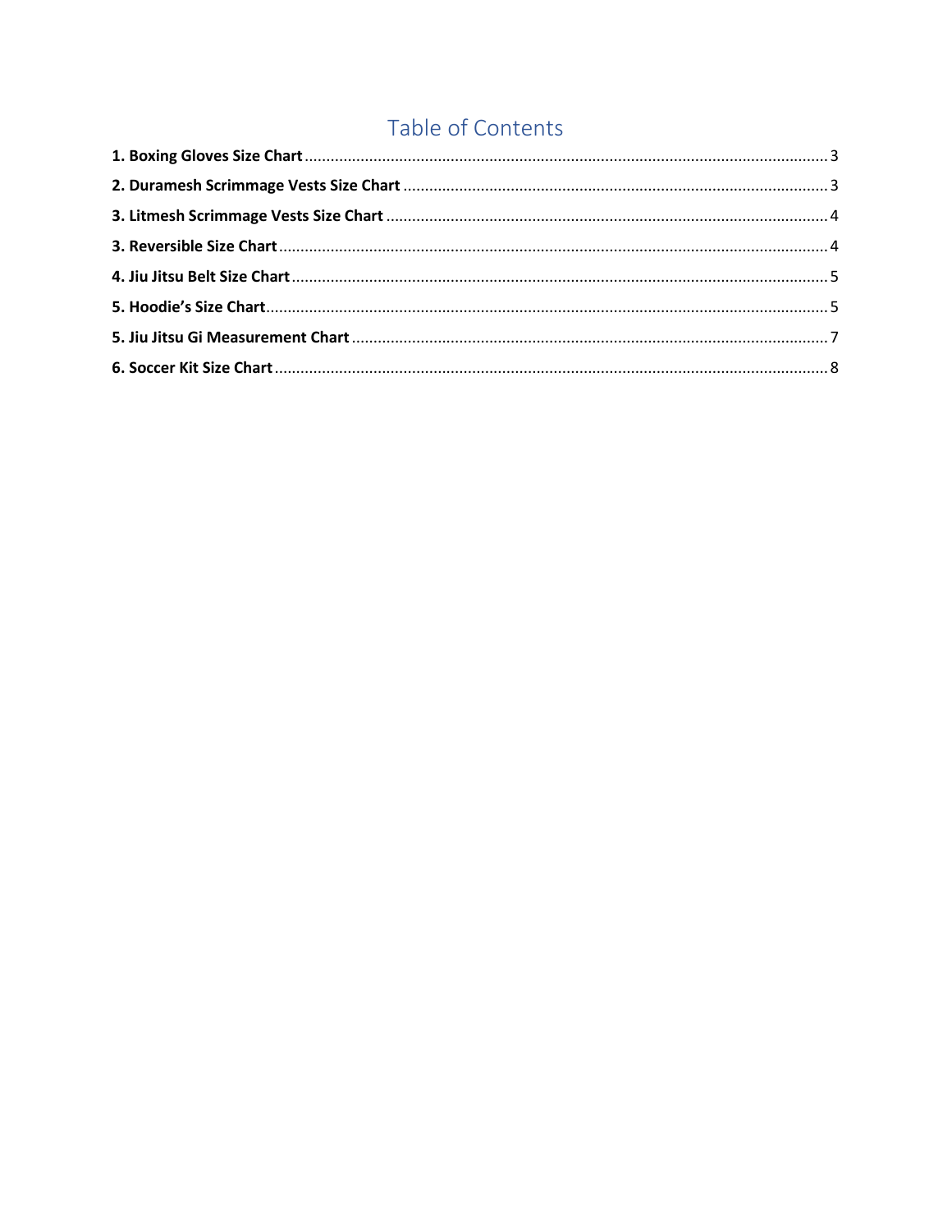# Table of Contents

**1. Boxing Gloves Size Chart** ........................................................................................................ 3

**2. Duramesh Scrimmage Vests Size Chart** ................................................................................ 3

**3. Litmesh Scrimmage Vests Size Chart** .................................................................................... 4

**3. Reversible Size Chart** ............................................................................................................ 4

**4. Jiu Jitsu Belt Size Chart** .......................................................................................................... 5

**5. Hoodie's Size Chart** ................................................................................................................ 5

**5. Jiu Jitsu Gi Measurement Chart** ............................................................................................ 7

**6. Soccer Kit Size Chart** .............................................................................................................. 8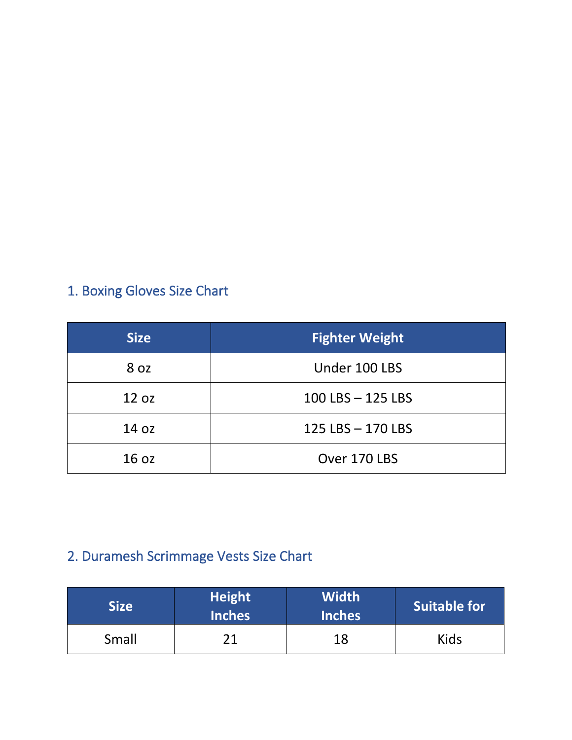## 1. Boxing Gloves Size Chart

| Size | Fighter Weight |
|---|---|
| 8 oz | Under 100 LBS |
| 12 oz | 100 LBS – 125 LBS |
| 14 oz | 125 LBS – 170 LBS |
| 16 oz | Over 170 LBS |

## 2. Duramesh Scrimmage Vests Size Chart

| Size | Height Inches | Width Inches | Suitable for |
|---|---|---|---|
| Small | 21 | 18 | Kids |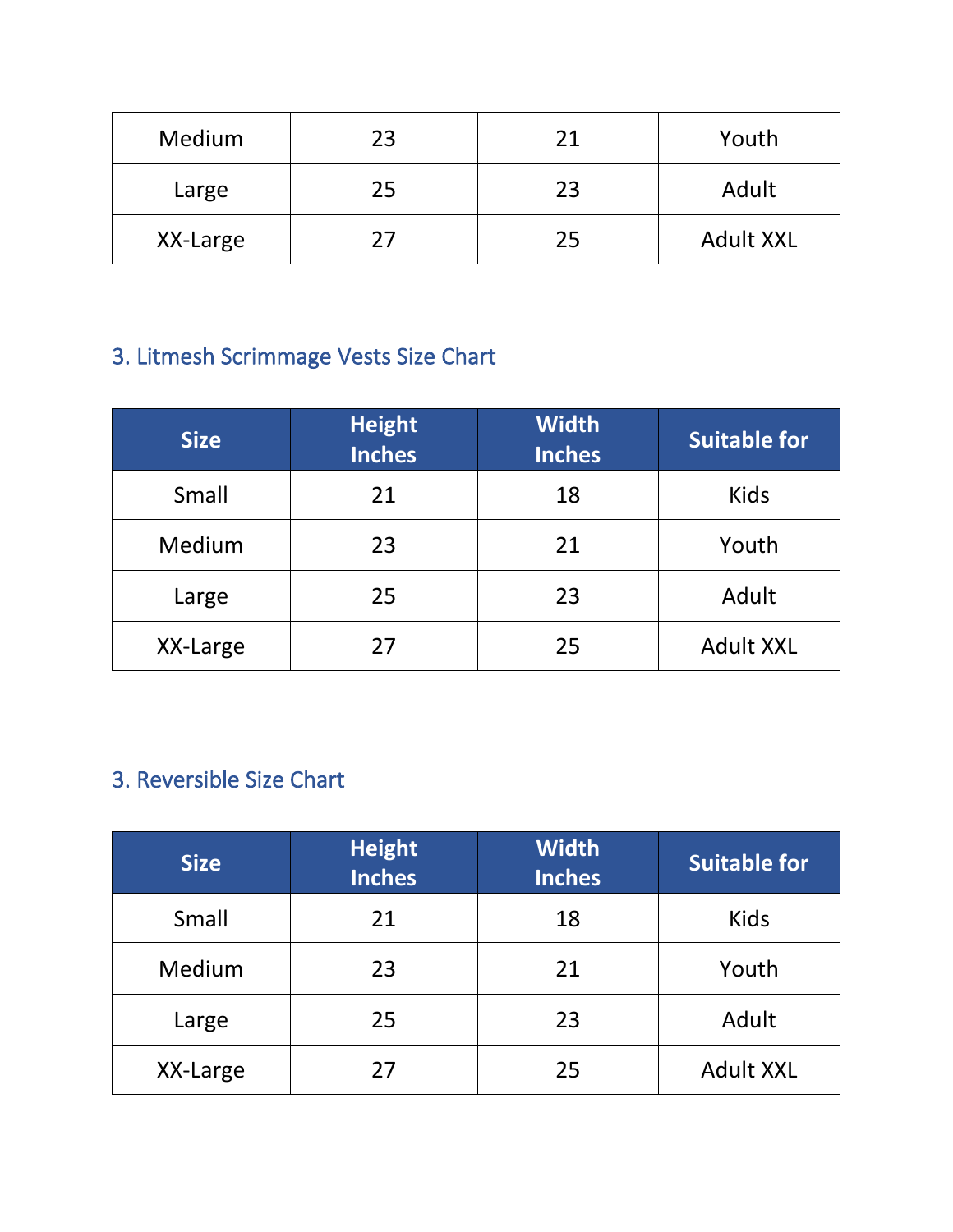| Medium | 23 | 21 | Youth |
|---|---|---|---|
| Large | 25 | 23 | Adult |
| XX-Large | 27 | 25 | Adult XXL |

## 3. Litmesh Scrimmage Vests Size Chart

| Size | Height Inches | Width Inches | Suitable for |
|---|---|---|---|
| Small | 21 | 18 | Kids |
| Medium | 23 | 21 | Youth |
| Large | 25 | 23 | Adult |
| XX-Large | 27 | 25 | Adult XXL |

## 3. Reversible Size Chart

| Size | Height Inches | Width Inches | Suitable for |
|---|---|---|---|
| Small | 21 | 18 | Kids |
| Medium | 23 | 21 | Youth |
| Large | 25 | 23 | Adult |
| XX-Large | 27 | 25 | Adult XXL |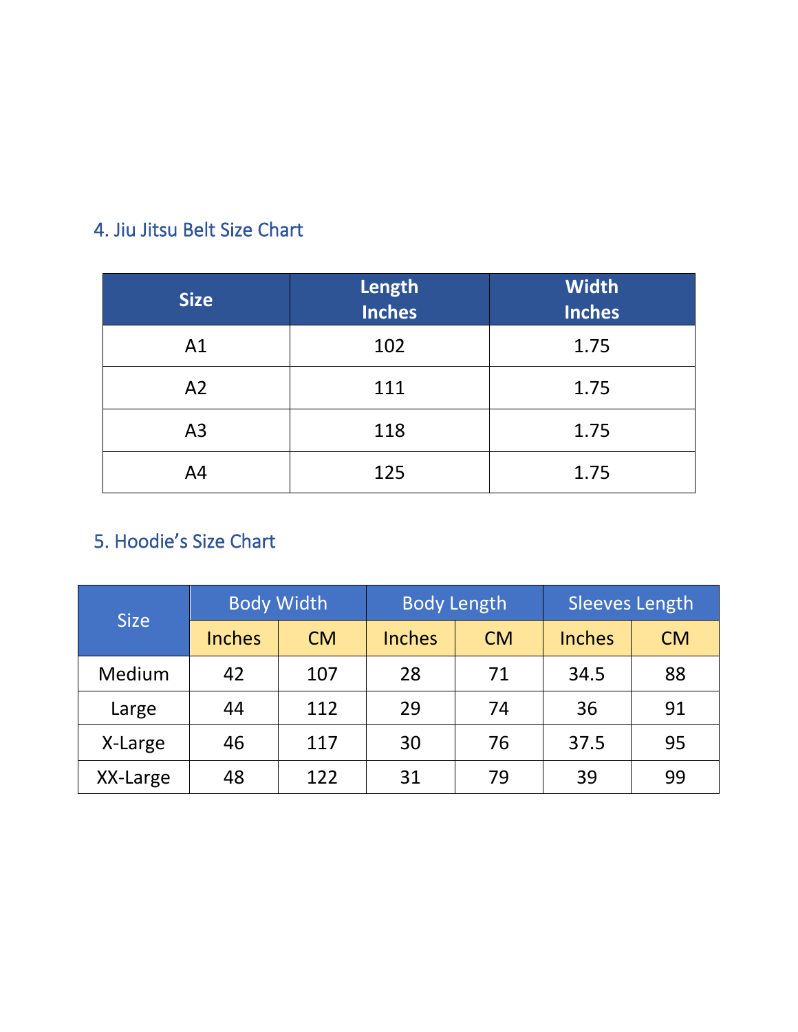## 4. Jiu Jitsu Belt Size Chart

| Size | Length Inches | Width Inches |
|---|---|---|
| A1 | 102 | 1.75 |
| A2 | 111 | 1.75 |
| A3 | 118 | 1.75 |
| A4 | 125 | 1.75 |

## 5. Hoodie's Size Chart

| Size | Body Width | | Body Length | | Sleeves Length | |
|---|---|---|---|---|---|---|
| | Inches | CM | Inches | CM | Inches | CM |
| Medium | 42 | 107 | 28 | 71 | 34.5 | 88 |
| Large | 44 | 112 | 29 | 74 | 36 | 91 |
| X-Large | 46 | 117 | 30 | 76 | 37.5 | 95 |
| XX-Large | 48 | 122 | 31 | 79 | 39 | 99 |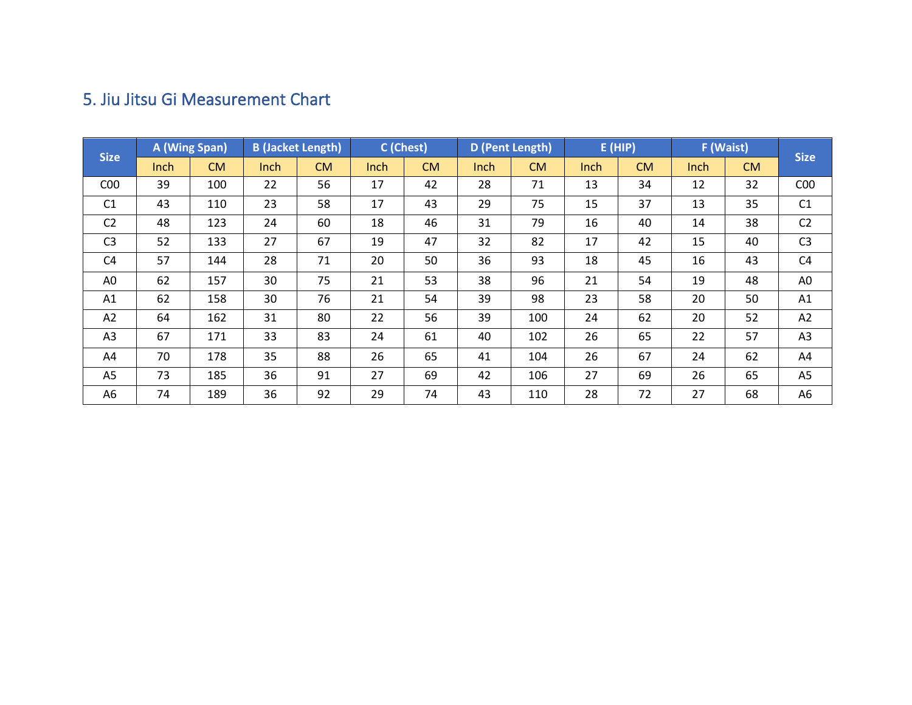## 5. Jiu Jitsu Gi Measurement Chart

| Size | A (Wing Span) | | B (Jacket Length) | | C (Chest) | | D (Pent Length) | | E (HIP) | | F (Waist) | | Size |
|---|---|---|---|---|---|---|---|---|---|---|---|---|---|
| | Inch | CM | Inch | CM | Inch | CM | Inch | CM | Inch | CM | Inch | CM | |
| C00 | 39 | 100 | 22 | 56 | 17 | 42 | 28 | 71 | 13 | 34 | 12 | 32 | C00 |
| C1 | 43 | 110 | 23 | 58 | 17 | 43 | 29 | 75 | 15 | 37 | 13 | 35 | C1 |
| C2 | 48 | 123 | 24 | 60 | 18 | 46 | 31 | 79 | 16 | 40 | 14 | 38 | C2 |
| C3 | 52 | 133 | 27 | 67 | 19 | 47 | 32 | 82 | 17 | 42 | 15 | 40 | C3 |
| C4 | 57 | 144 | 28 | 71 | 20 | 50 | 36 | 93 | 18 | 45 | 16 | 43 | C4 |
| A0 | 62 | 157 | 30 | 75 | 21 | 53 | 38 | 96 | 21 | 54 | 19 | 48 | A0 |
| A1 | 62 | 158 | 30 | 76 | 21 | 54 | 39 | 98 | 23 | 58 | 20 | 50 | A1 |
| A2 | 64 | 162 | 31 | 80 | 22 | 56 | 39 | 100 | 24 | 62 | 20 | 52 | A2 |
| A3 | 67 | 171 | 33 | 83 | 24 | 61 | 40 | 102 | 26 | 65 | 22 | 57 | A3 |
| A4 | 70 | 178 | 35 | 88 | 26 | 65 | 41 | 104 | 26 | 67 | 24 | 62 | A4 |
| A5 | 73 | 185 | 36 | 91 | 27 | 69 | 42 | 106 | 27 | 69 | 26 | 65 | A5 |
| A6 | 74 | 189 | 36 | 92 | 29 | 74 | 43 | 110 | 28 | 72 | 27 | 68 | A6 |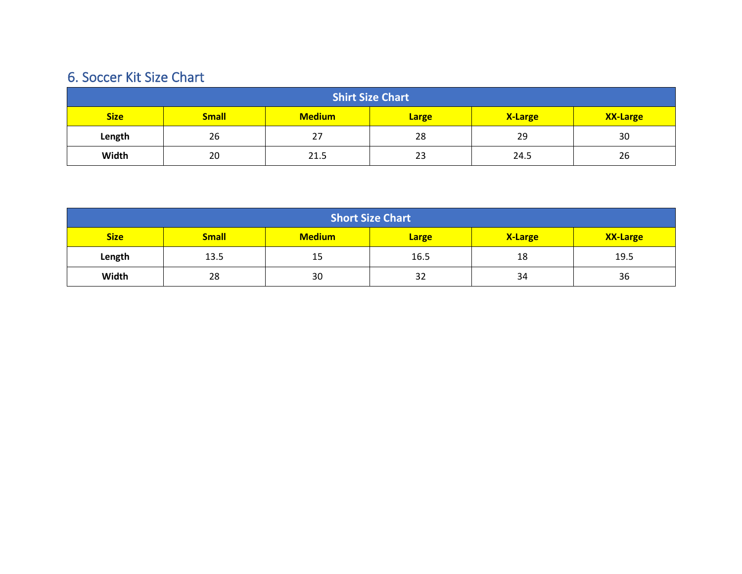## 6. Soccer Kit Size Chart

| Shirt Size Chart | | | | | |
|---|---|---|---|---|---|
| **Size** | **Small** | **Medium** | **Large** | **X-Large** | **XX-Large** |
| **Length** | 26 | 27 | 28 | 29 | 30 |
| **Width** | 20 | 21.5 | 23 | 24.5 | 26 |

| Short Size Chart | | | | | |
|---|---|---|---|---|---|
| **Size** | **Small** | **Medium** | **Large** | **X-Large** | **XX-Large** |
| **Length** | 13.5 | 15 | 16.5 | 18 | 19.5 |
| **Width** | 28 | 30 | 32 | 34 | 36 |